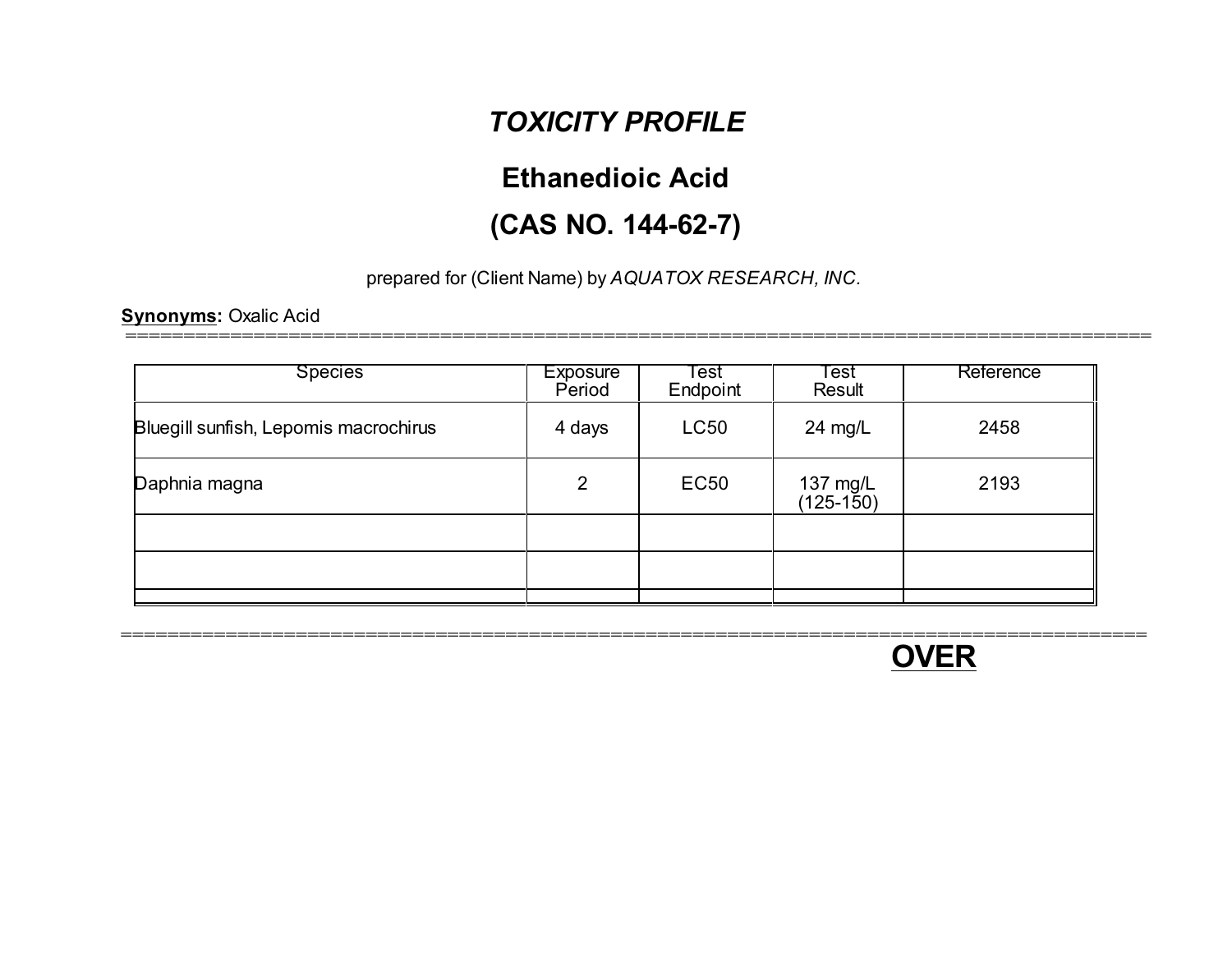# *TOXICITY PROFILE*

## Ethanedioic Acid

## (CAS NO. 144-62-7)

prepared for (Client Name) by *AQUATOX RESEARCH, INC.*

**Synonyms:** Oxalic Acid

| Species | Exposure Period | Test Endpoint | Test Result | Reference |
|---|---|---|---|---|
| Bluegill sunfish, Lepomis macrochirus | 4 days | LC50 | 24 mg/L | 2458 |
| Daphnia magna | 2 | EC50 | 137 mg/L (125-150) | 2193 |
| | | | | |
| | | | | |
| | | | | |

**OVER**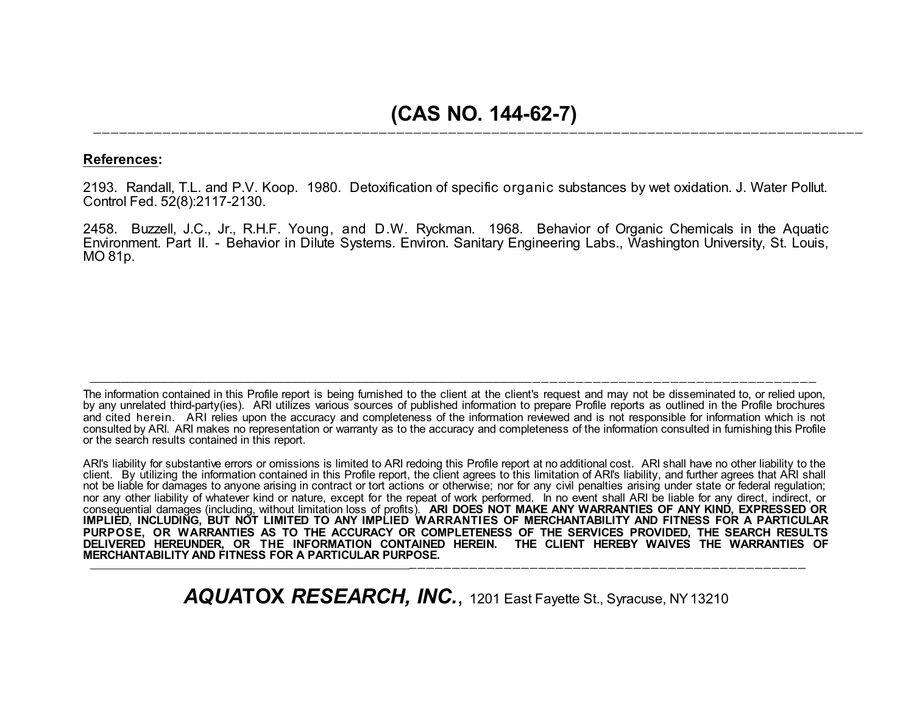# (CAS NO. 144-62-7)

**References:**

2193. Randall, T.L. and P.V. Koop. 1980. Detoxification of specific organic substances by wet oxidation. J. Water Pollut. Control Fed. 52(8):2117-2130.

2458. Buzzell, J.C., Jr., R.H.F. Young, and D.W. Ryckman. 1968. Behavior of Organic Chemicals in the Aquatic Environment. Part II. - Behavior in Dilute Systems. Environ. Sanitary Engineering Labs., Washington University, St. Louis, MO 81p.

---

The information contained in this Profile report is being furnished to the client at the client's request and may not be disseminated to, or relied upon, by any unrelated third-party(ies). ARI utilizes various sources of published information to prepare Profile reports as outlined in the Profile brochures and cited herein. ARI relies upon the accuracy and completeness of the information reviewed and is not responsible for information which is not consulted by ARI. ARI makes no representation or warranty as to the accuracy and completeness of the information consulted in furnishing this Profile or the search results contained in this report.

ARI's liability for substantive errors or omissions is limited to ARI redoing this Profile report at no additional cost. ARI shall have no other liability to the client. By utilizing the information contained in this Profile report, the client agrees to this limitation of ARI's liability, and further agrees that ARI shall not be liable for damages to anyone arising in contract or tort actions or otherwise; nor for any civil penalties arising under state or federal regulation; nor any other liability of whatever kind or nature, except for the repeat of work performed. In no event shall ARI be liable for any direct, indirect, or consequential damages (including, without limitation loss of profits). **ARI DOES NOT MAKE ANY WARRANTIES OF ANY KIND, EXPRESSED OR IMPLIED, INCLUDING, BUT NOT LIMITED TO ANY IMPLIED WARRANTIES OF MERCHANTABILITY AND FITNESS FOR A PARTICULAR PURPOSE, OR WARRANTIES AS TO THE ACCURACY OR COMPLETENESS OF THE SERVICES PROVIDED, THE SEARCH RESULTS DELIVERED HEREUNDER, OR THE INFORMATION CONTAINED HEREIN. THE CLIENT HEREBY WAIVES THE WARRANTIES OF MERCHANTABILITY AND FITNESS FOR A PARTICULAR PURPOSE.**

---

***AQUATOX RESEARCH, INC.***, 1201 East Fayette St., Syracuse, NY 13210